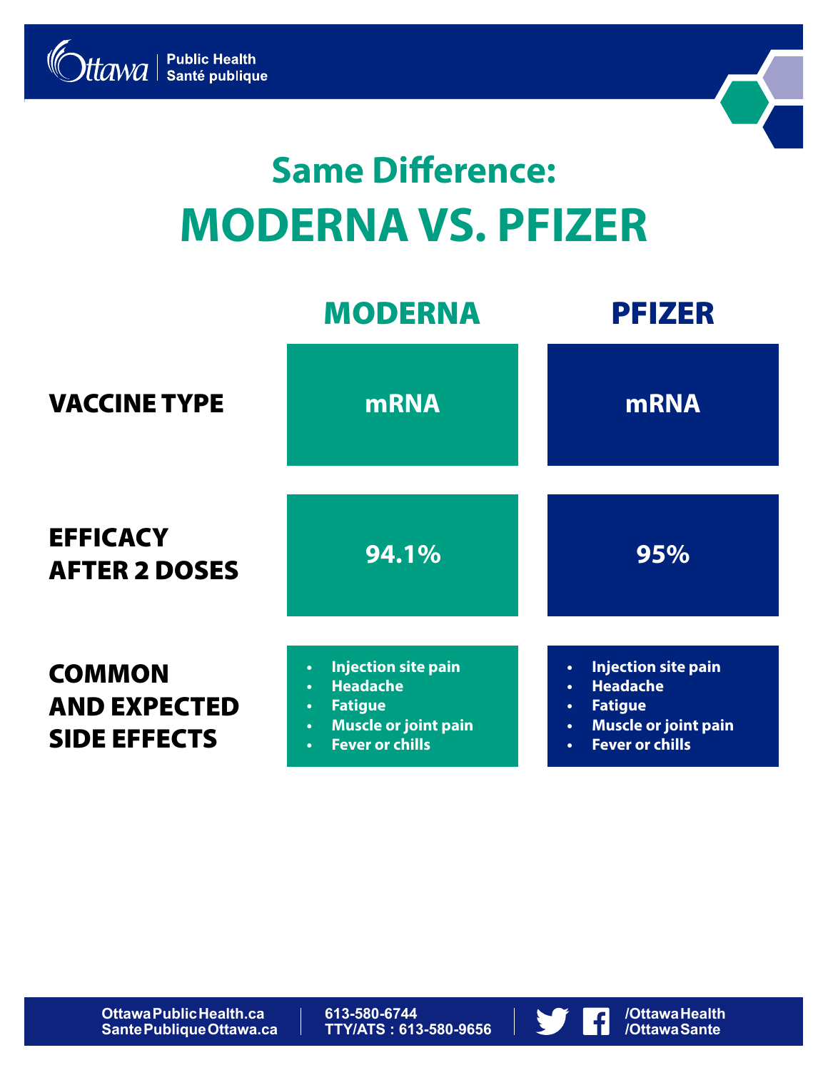Ottawa Public Health
Santé publique

# Same Difference:
# MODERNA VS. PFIZER

| | MODERNA | PFIZER |
|---|---|---|
| **VACCINE TYPE** | mRNA | mRNA |
| **EFFICACY AFTER 2 DOSES** | 94.1% | 95% |
| **COMMON AND EXPECTED SIDE EFFECTS** | • Injection site pain<br>• Headache<br>• Fatigue<br>• Muscle or joint pain<br>• Fever or chills | • Injection site pain<br>• Headache<br>• Fatigue<br>• Muscle or joint pain<br>• Fever or chills |

OttawaPublicHealth.ca
SantePubliqueOttawa.ca

613-580-6744
TTY/ATS : 613-580-9656

/OttawaHealth
/OttawaSante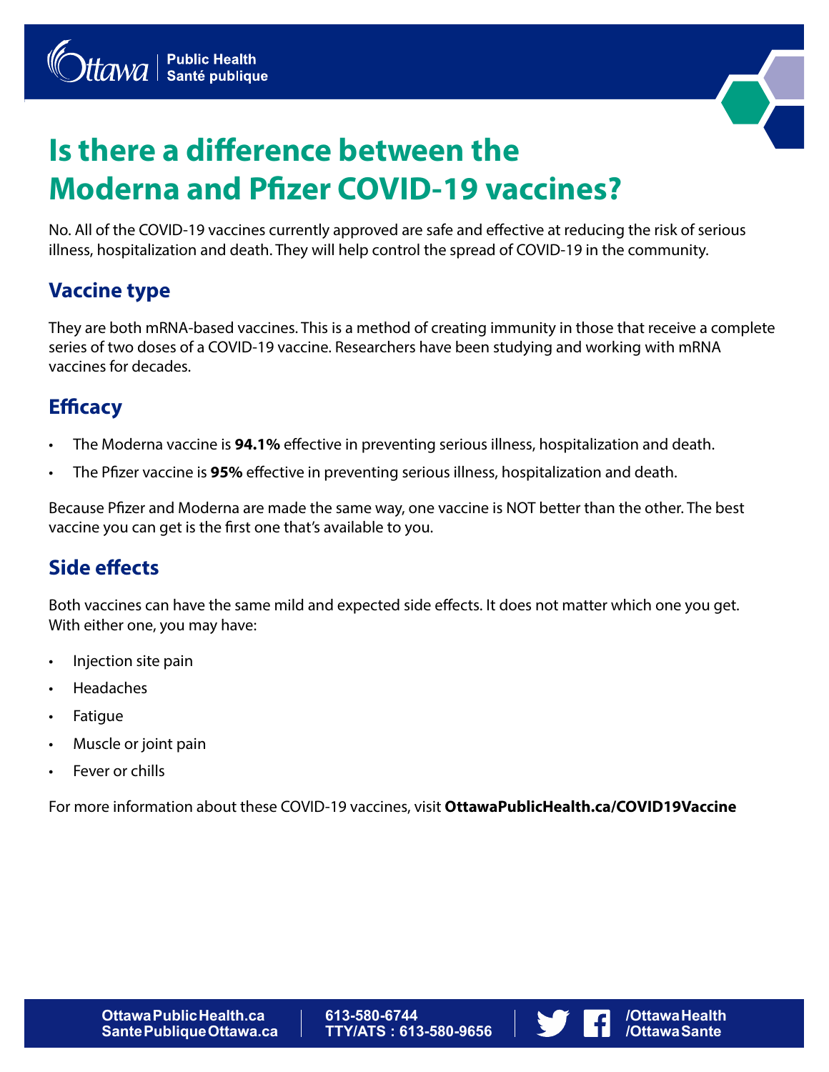# Is there a difference between the Moderna and Pfizer COVID-19 vaccines?

No. All of the COVID-19 vaccines currently approved are safe and effective at reducing the risk of serious illness, hospitalization and death. They will help control the spread of COVID-19 in the community.

## Vaccine type

They are both mRNA-based vaccines. This is a method of creating immunity in those that receive a complete series of two doses of a COVID-19 vaccine. Researchers have been studying and working with mRNA vaccines for decades.

## Efficacy

- The Moderna vaccine is **94.1%** effective in preventing serious illness, hospitalization and death.
- The Pfizer vaccine is **95%** effective in preventing serious illness, hospitalization and death.

Because Pfizer and Moderna are made the same way, one vaccine is NOT better than the other. The best vaccine you can get is the first one that's available to you.

## Side effects

Both vaccines can have the same mild and expected side effects. It does not matter which one you get. With either one, you may have:

- Injection site pain
- Headaches
- Fatigue
- Muscle or joint pain
- Fever or chills

For more information about these COVID-19 vaccines, visit **OttawaPublicHealth.ca/COVID19Vaccine**